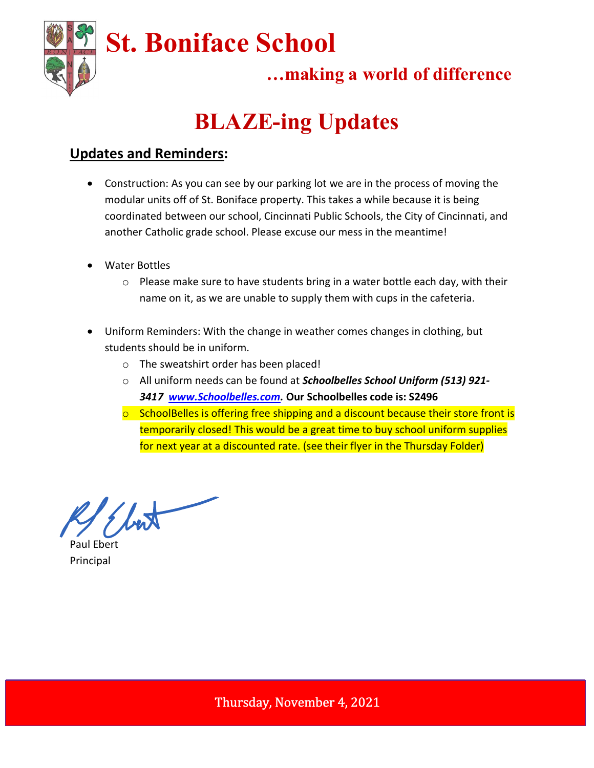# St. Boniface School

### …making a world of difference

## BLAZE-ing Updates

**<u>Updates and Reminders</u>:**

- Construction: As you can see by our parking lot we are in the process of moving the modular units off of St. Boniface property. This takes a while because it is being coordinated between our school, Cincinnati Public Schools, the City of Cincinnati, and another Catholic grade school. Please excuse our mess in the meantime!

- Water Bottles
  - Please make sure to have students bring in a water bottle each day, with their name on it, as we are unable to supply them with cups in the cafeteria.

- Uniform Reminders: With the change in weather comes changes in clothing, but students should be in uniform.
  - The sweatshirt order has been placed!
  - All uniform needs can be found at ***Schoolbelles School Uniform (513) 921-3417 [www.Schoolbelles.com](http://www.Schoolbelles.com).*** **Our Schoolbelles code is: S2496**
  - SchoolBelles is offering free shipping and a discount because their store front is temporarily closed! This would be a great time to buy school uniform supplies for next year at a discounted rate. (see their flyer in the Thursday Folder)

Paul Ebert
Principal

Thursday, November 4, 2021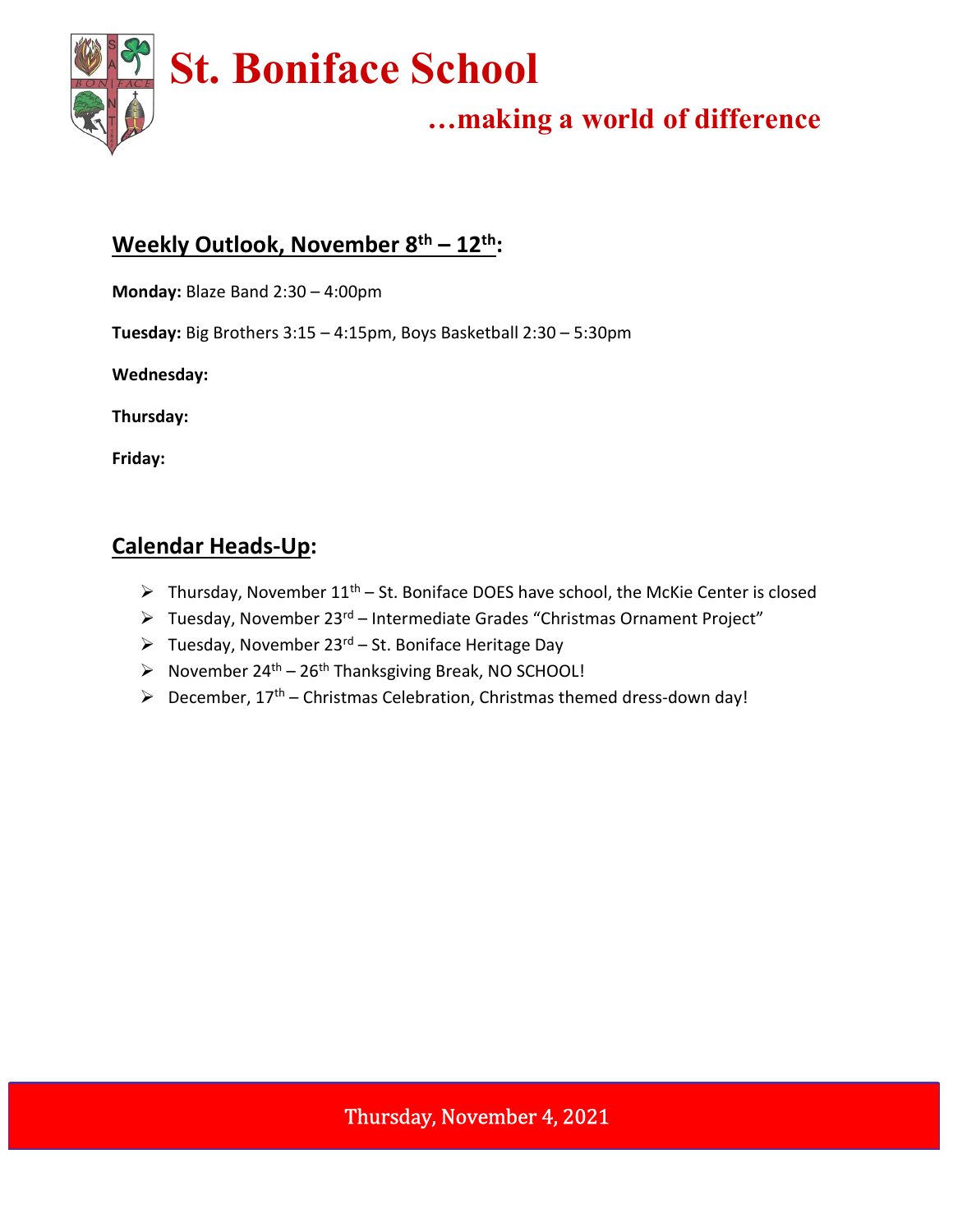# St. Boniface School

**…making a world of difference**

## Weekly Outlook, November 8th – 12th:

**Monday:** Blaze Band 2:30 – 4:00pm

**Tuesday:** Big Brothers 3:15 – 4:15pm, Boys Basketball 2:30 – 5:30pm

**Wednesday:**

**Thursday:**

**Friday:**

## Calendar Heads-Up:

- Thursday, November 11th – St. Boniface DOES have school, the McKie Center is closed
- Tuesday, November 23rd – Intermediate Grades "Christmas Ornament Project"
- Tuesday, November 23rd – St. Boniface Heritage Day
- November 24th – 26th Thanksgiving Break, NO SCHOOL!
- December, 17th – Christmas Celebration, Christmas themed dress-down day!

Thursday, November 4, 2021